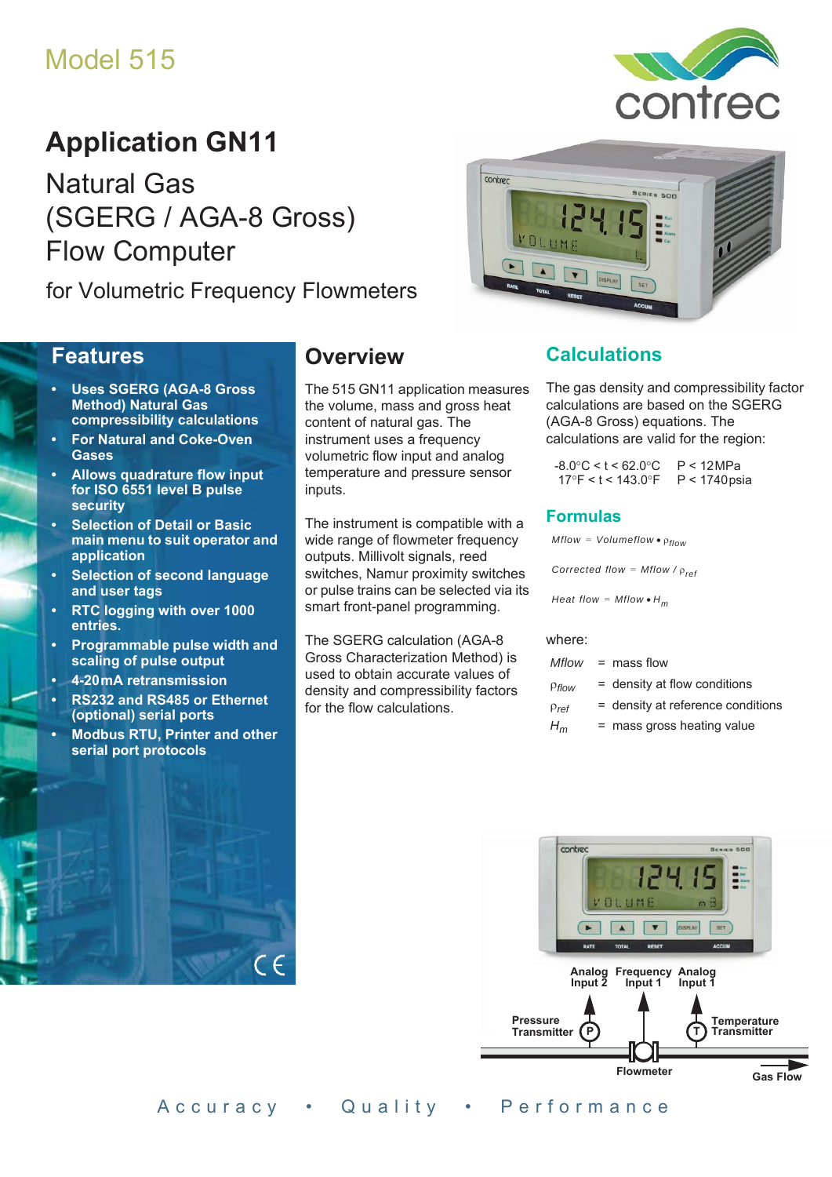Model 515

# Application GN11

## Natural Gas (SGERG / AGA-8 Gross) Flow Computer

for Volumetric Frequency Flowmeters

## Features

- **Uses SGERG (AGA-8 Gross Method) Natural Gas compressibility calculations**
- **For Natural and Coke-Oven Gases**
- **Allows quadrature flow input for ISO 6551 level B pulse security**
- **Selection of Detail or Basic main menu to suit operator and application**
- **Selection of second language and user tags**
- **RTC logging with over 1000 entries.**
- **Programmable pulse width and scaling of pulse output**
- **4-20mA retransmission**
- **RS232 and RS485 or Ethernet (optional) serial ports**
- **Modbus RTU, Printer and other serial port protocols**

## Overview

The 515 GN11 application measures the volume, mass and gross heat content of natural gas. The instrument uses a frequency volumetric flow input and analog temperature and pressure sensor inputs.

The instrument is compatible with a wide range of flowmeter frequency outputs. Millivolt signals, reed switches, Namur proximity switches or pulse trains can be selected via its smart front-panel programming.

The SGERG calculation (AGA-8 Gross Characterization Method) is used to obtain accurate values of density and compressibility factors for the flow calculations.

## Calculations

The gas density and compressibility factor calculations are based on the SGERG (AGA-8 Gross) equations. The calculations are valid for the region:

| | |
|---|---|
| -8.0°C < t < 62.0°C | P < 12MPa |
| 17°F < t < 143.0°F | P < 1740psia |

## Formulas

$$Mflow = Volumeflow \bullet \rho_{flow}$$

$$Corrected\ flow = Mflow / \rho_{ref}$$

$$Heat\ flow = Mflow \bullet H_m$$

where:

$Mflow$ = mass flow

$\rho_{flow}$ = density at flow conditions

$\rho_{ref}$ = density at reference conditions

$H_m$ = mass gross heating value

Analog Input 2
Frequency Input 1
Analog Input 1
Pressure Transmitter
Temperature Transmitter
Flowmeter
Gas Flow

Accuracy • Quality • Performance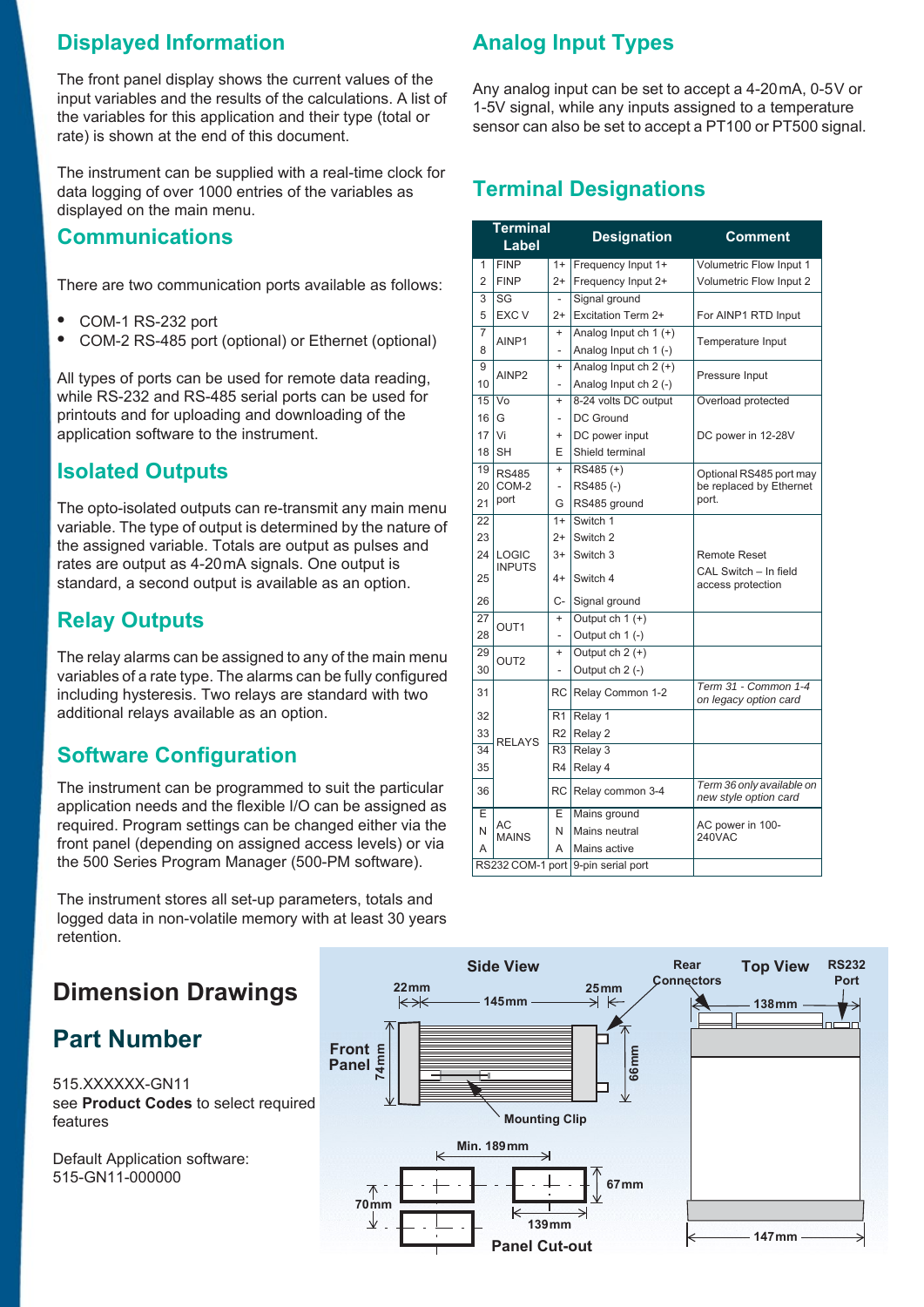## Displayed Information

The front panel display shows the current values of the input variables and the results of the calculations. A list of the variables for this application and their type (total or rate) is shown at the end of this document.

The instrument can be supplied with a real-time clock for data logging of over 1000 entries of the variables as displayed on the main menu.

## Communications

There are two communication ports available as follows:

- COM-1 RS-232 port
- COM-2 RS-485 port (optional) or Ethernet (optional)

All types of ports can be used for remote data reading, while RS-232 and RS-485 serial ports can be used for printouts and for uploading and downloading of the application software to the instrument.

## Isolated Outputs

The opto-isolated outputs can re-transmit any main menu variable. The type of output is determined by the nature of the assigned variable. Totals are output as pulses and rates are output as 4-20mA signals. One output is standard, a second output is available as an option.

## Relay Outputs

The relay alarms can be assigned to any of the main menu variables of a rate type. The alarms can be fully configured including hysteresis. Two relays are standard with two additional relays available as an option.

## Software Configuration

The instrument can be programmed to suit the particular application needs and the flexible I/O can be assigned as required. Program settings can be changed either via the front panel (depending on assigned access levels) or via the 500 Series Program Manager (500-PM software).

The instrument stores all set-up parameters, totals and logged data in non-volatile memory with at least 30 years retention.

## Analog Input Types

Any analog input can be set to accept a 4-20mA, 0-5V or 1-5V signal, while any inputs assigned to a temperature sensor can also be set to accept a PT100 or PT500 signal.

## Terminal Designations

| Terminal | Label | | Designation | Comment |
|---|---|---|---|---|
| 1 | FINP | 1+ | Frequency Input 1+ | Volumetric Flow Input 1 |
| 2 | FINP | 2+ | Frequency Input 2+ | Volumetric Flow Input 2 |
| 3 | SG | - | Signal ground | |
| 5 | EXC V | 2+ | Excitation Term 2+ | For AINP1 RTD Input |
| 7 | AINP1 | + | Analog Input ch 1 (+) | Temperature Input |
| 8 | | - | Analog Input ch 1 (-) | |
| 9 | AINP2 | + | Analog Input ch 2 (+) | Pressure Input |
| 10 | | - | Analog Input ch 2 (-) | |
| 15 | Vo | + | 8-24 volts DC output | Overload protected |
| 16 | G | - | DC Ground | |
| 17 | Vi | + | DC power input | DC power in 12-28V |
| 18 | SH | E | Shield terminal | |
| 19 | RS485 COM-2 port | + | RS485 (+) | Optional RS485 port may be replaced by Ethernet port. |
| 20 | | - | RS485 (-) | |
| 21 | | G | RS485 ground | |
| 22 | LOGIC INPUTS | 1+ | Switch 1 | |
| 23 | | 2+ | Switch 2 | |
| 24 | | 3+ | Switch 3 | Remote Reset |
| 25 | | 4+ | Switch 4 | CAL Switch – In field access protection |
| 26 | | C- | Signal ground | |
| 27 | OUT1 | + | Output ch 1 (+) | |
| 28 | | - | Output ch 1 (-) | |
| 29 | OUT2 | + | Output ch 2 (+) | |
| 30 | | - | Output ch 2 (-) | |
| 31 | RELAYS | RC | Relay Common 1-2 | *Term 31 - Common 1-4 on legacy option card* |
| 32 | | R1 | Relay 1 | |
| 33 | | R2 | Relay 2 | |
| 34 | | R3 | Relay 3 | |
| 35 | | R4 | Relay 4 | |
| 36 | | RC | Relay common 3-4 | *Term 36 only available on new style option card* |
| E | AC MAINS | E | Mains ground | AC power in 100-240VAC |
| N | | N | Mains neutral | |
| A | | A | Mains active | |
| RS232 COM-1 port | | | 9-pin serial port | |

# Dimension Drawings

# Part Number

515.XXXXXX-GN11
see **Product Codes** to select required features

Default Application software:
515-GN11-000000

Side View
Top View
Rear Connectors
RS232 Port
Front Panel
22mm
145mm
25mm
138mm
74mm
66mm
Mounting Clip
Min. 189mm
67mm
70mm
139mm
147mm
Panel Cut-out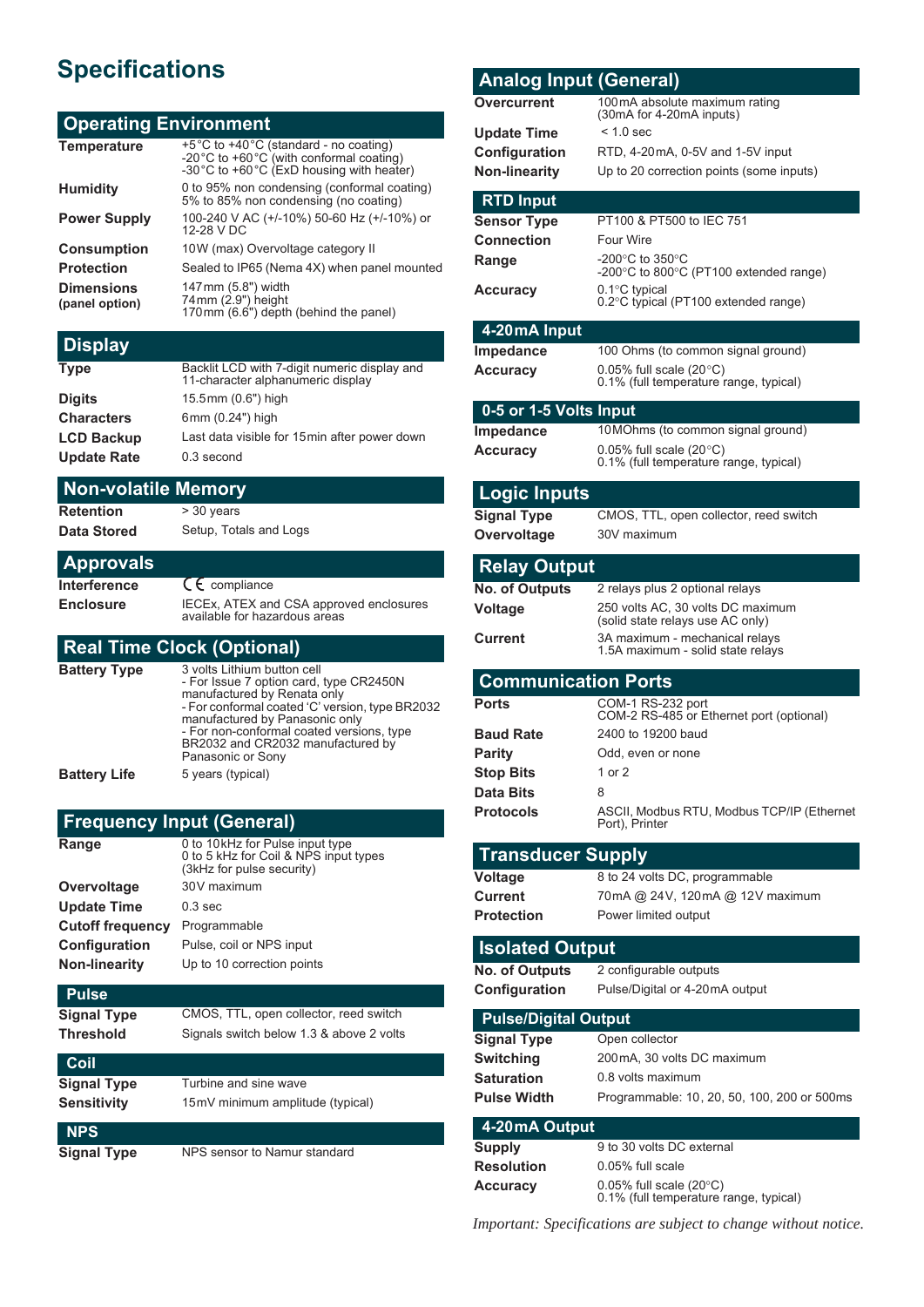# Specifications

## Operating Environment

| | |
|---|---|
| **Temperature** | +5°C to +40°C (standard - no coating)<br>-20°C to +60°C (with conformal coating)<br>-30°C to +60°C (ExD housing with heater) |
| **Humidity** | 0 to 95% non condensing (conformal coating)<br>5% to 85% non condensing (no coating) |
| **Power Supply** | 100-240 V AC (+/-10%) 50-60 Hz (+/-10%) or 12-28 V DC |
| **Consumption** | 10W (max) Overvoltage category II |
| **Protection** | Sealed to IP65 (Nema 4X) when panel mounted |
| **Dimensions (panel option)** | 147mm (5.8") width<br>74mm (2.9") height<br>170mm (6.6") depth (behind the panel) |

## Display

| | |
|---|---|
| **Type** | Backlit LCD with 7-digit numeric display and 11-character alphanumeric display |
| **Digits** | 15.5mm (0.6") high |
| **Characters** | 6mm (0.24") high |
| **LCD Backup** | Last data visible for 15min after power down |
| **Update Rate** | 0.3 second |

## Non-volatile Memory

| | |
|---|---|
| **Retention** | > 30 years |
| **Data Stored** | Setup, Totals and Logs |

## Approvals

| | |
|---|---|
| **Interference** | CE compliance |
| **Enclosure** | IECEx, ATEX and CSA approved enclosures available for hazardous areas |

## Real Time Clock (Optional)

| | |
|---|---|
| **Battery Type** | 3 volts Lithium button cell<br>- For Issue 7 option card, type CR2450N manufactured by Renata only<br>- For conformal coated 'C' version, type BR2032 manufactured by Panasonic only<br>- For non-conformal coated versions, type BR2032 and CR2032 manufactured by Panasonic or Sony |
| **Battery Life** | 5 years (typical) |

## Frequency Input (General)

| | |
|---|---|
| **Range** | 0 to 10kHz for Pulse input type<br>0 to 5 kHz for Coil & NPS input types<br>(3kHz for pulse security) |
| **Overvoltage** | 30V maximum |
| **Update Time** | 0.3 sec |
| **Cutoff frequency** | Programmable |
| **Configuration** | Pulse, coil or NPS input |
| **Non-linearity** | Up to 10 correction points |

### Pulse

| | |
|---|---|
| **Signal Type** | CMOS, TTL, open collector, reed switch |
| **Threshold** | Signals switch below 1.3 & above 2 volts |

### Coil

| | |
|---|---|
| **Signal Type** | Turbine and sine wave |
| **Sensitivity** | 15mV minimum amplitude (typical) |

### NPS

| | |
|---|---|
| **Signal Type** | NPS sensor to Namur standard |

## Analog Input (General)

| | |
|---|---|
| **Overcurrent** | 100mA absolute maximum rating<br>(30mA for 4-20mA inputs) |
| **Update Time** | < 1.0 sec |
| **Configuration** | RTD, 4-20mA, 0-5V and 1-5V input |
| **Non-linearity** | Up to 20 correction points (some inputs) |

### RTD Input

| | |
|---|---|
| **Sensor Type** | PT100 & PT500 to IEC 751 |
| **Connection** | Four Wire |
| **Range** | -200°C to 350°C<br>-200°C to 800°C (PT100 extended range) |
| **Accuracy** | 0.1°C typical<br>0.2°C typical (PT100 extended range) |

### 4-20mA Input

| | |
|---|---|
| **Impedance** | 100 Ohms (to common signal ground) |
| **Accuracy** | 0.05% full scale (20°C)<br>0.1% (full temperature range, typical) |

### 0-5 or 1-5 Volts Input

| | |
|---|---|
| **Impedance** | 10MOhms (to common signal ground) |
| **Accuracy** | 0.05% full scale (20°C)<br>0.1% (full temperature range, typical) |

## Logic Inputs

| | |
|---|---|
| **Signal Type** | CMOS, TTL, open collector, reed switch |
| **Overvoltage** | 30V maximum |

## Relay Output

| | |
|---|---|
| **No. of Outputs** | 2 relays plus 2 optional relays |
| **Voltage** | 250 volts AC, 30 volts DC maximum<br>(solid state relays use AC only) |
| **Current** | 3A maximum - mechanical relays<br>1.5A maximum - solid state relays |

## Communication Ports

| | |
|---|---|
| **Ports** | COM-1 RS-232 port<br>COM-2 RS-485 or Ethernet port (optional) |
| **Baud Rate** | 2400 to 19200 baud |
| **Parity** | Odd, even or none |
| **Stop Bits** | 1 or 2 |
| **Data Bits** | 8 |
| **Protocols** | ASCII, Modbus RTU, Modbus TCP/IP (Ethernet Port), Printer |

## Transducer Supply

| | |
|---|---|
| **Voltage** | 8 to 24 volts DC, programmable |
| **Current** | 70mA @ 24V, 120mA @ 12V maximum |
| **Protection** | Power limited output |

## Isolated Output

| | |
|---|---|
| **No. of Outputs** | 2 configurable outputs |
| **Configuration** | Pulse/Digital or 4-20mA output |

### Pulse/Digital Output

| | |
|---|---|
| **Signal Type** | Open collector |
| **Switching** | 200mA, 30 volts DC maximum |
| **Saturation** | 0.8 volts maximum |
| **Pulse Width** | Programmable: 10, 20, 50, 100, 200 or 500ms |

### 4-20mA Output

| | |
|---|---|
| **Supply** | 9 to 30 volts DC external |
| **Resolution** | 0.05% full scale |
| **Accuracy** | 0.05% full scale (20°C)<br>0.1% (full temperature range, typical) |

*Important: Specifications are subject to change without notice.*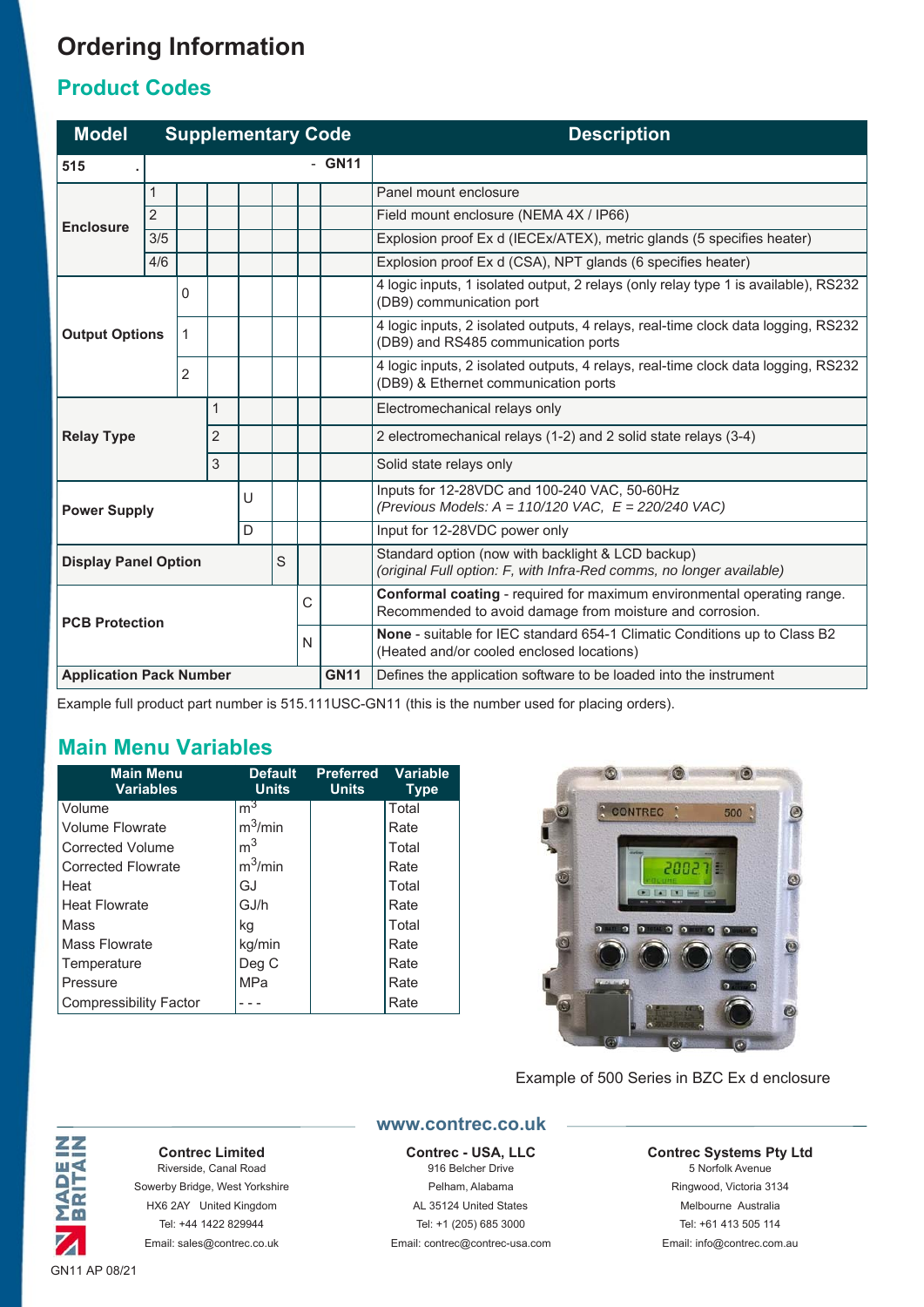# Ordering Information

## Product Codes

| Model | Supplementary Code | | | | | | | Description |
|---|---|---|---|---|---|---|---|---|
| 515 | . | | | | | | - GN11 | |
| Enclosure | 1 | | | | | | | Panel mount enclosure |
| | 2 | | | | | | | Field mount enclosure (NEMA 4X / IP66) |
| | 3/5 | | | | | | | Explosion proof Ex d (IECEx/ATEX), metric glands (5 specifies heater) |
| | 4/6 | | | | | | | Explosion proof Ex d (CSA), NPT glands (6 specifies heater) |
| Output Options | | 0 | | | | | | 4 logic inputs, 1 isolated output, 2 relays (only relay type 1 is available), RS232 (DB9) communication port |
| | | 1 | | | | | | 4 logic inputs, 2 isolated outputs, 4 relays, real-time clock data logging, RS232 (DB9) and RS485 communication ports |
| | | 2 | | | | | | 4 logic inputs, 2 isolated outputs, 4 relays, real-time clock data logging, RS232 (DB9) & Ethernet communication ports |
| Relay Type | | | 1 | | | | | Electromechanical relays only |
| | | | 2 | | | | | 2 electromechanical relays (1-2) and 2 solid state relays (3-4) |
| | | | 3 | | | | | Solid state relays only |
| Power Supply | | | | U | | | | Inputs for 12-28VDC and 100-240 VAC, 50-60Hz *(Previous Models: A = 110/120 VAC, E = 220/240 VAC)* |
| | | | | D | | | | Input for 12-28VDC power only |
| Display Panel Option | | | | | S | | | Standard option (now with backlight & LCD backup) *(original Full option: F, with Infra-Red comms, no longer available)* |
| PCB Protection | | | | | | C | | **Conformal coating** - required for maximum environmental operating range. Recommended to avoid damage from moisture and corrosion. |
| | | | | | | N | | **None** - suitable for IEC standard 654-1 Climatic Conditions up to Class B2 (Heated and/or cooled enclosed locations) |
| Application Pack Number | | | | | | | GN11 | Defines the application software to be loaded into the instrument |

Example full product part number is 515.111USC-GN11 (this is the number used for placing orders).

## Main Menu Variables

| Main Menu Variables | Default Units | Preferred Units | Variable Type |
|---|---|---|---|
| Volume | $m^3$ | | Total |
| Volume Flowrate | $m^3$/min | | Rate |
| Corrected Volume | $m^3$ | | Total |
| Corrected Flowrate | $m^3$/min | | Rate |
| Heat | GJ | | Total |
| Heat Flowrate | GJ/h | | Rate |
| Mass | kg | | Total |
| Mass Flowrate | kg/min | | Rate |
| Temperature | Deg C | | Rate |
| Pressure | MPa | | Rate |
| Compressibility Factor | - - - | | Rate |

Example of 500 Series in BZC Ex d enclosure

www.contrec.co.uk

**Contrec Limited**
Riverside, Canal Road
Sowerby Bridge, West Yorkshire
HX6 2AY United Kingdom
Tel: +44 1422 829944
Email: sales@contrec.co.uk

**Contrec - USA, LLC**
916 Belcher Drive
Pelham, Alabama
AL 35124 United States
Tel: +1 (205) 685 3000
Email: contrec@contrec-usa.com

**Contrec Systems Pty Ltd**
5 Norfolk Avenue
Ringwood, Victoria 3134
Melbourne Australia
Tel: +61 413 505 114
Email: info@contrec.com.au

MADE IN BRITAIN

GN11 AP 08/21